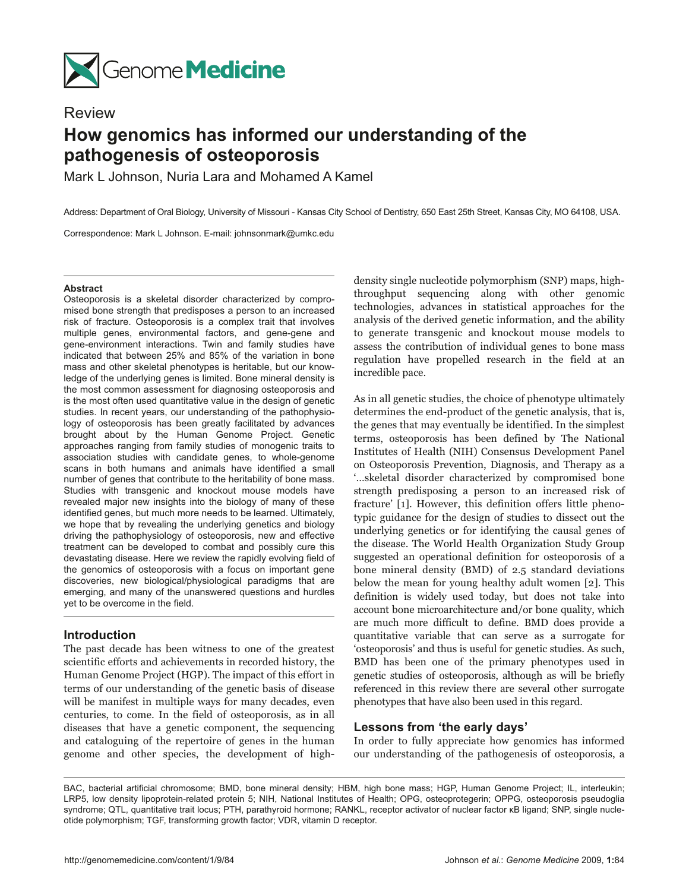Review

# How genomics has informed our understanding of the pathogenesis of osteoporosis

Mark L Johnson, Nuria Lara and Mohamed A Kamel

Address: Department of Oral Biology, University of Missouri - Kansas City School of Dentistry, 650 East 25th Street, Kansas City, MO 64108, USA.

Correspondence: Mark L Johnson. E-mail: johnsonmark@umkc.edu

### Abstract

Osteoporosis is a skeletal disorder characterized by compromised bone strength that predisposes a person to an increased risk of fracture. Osteoporosis is a complex trait that involves multiple genes, environmental factors, and gene-gene and gene-environment interactions. Twin and family studies have indicated that between 25% and 85% of the variation in bone mass and other skeletal phenotypes is heritable, but our knowledge of the underlying genes is limited. Bone mineral density is the most common assessment for diagnosing osteoporosis and is the most often used quantitative value in the design of genetic studies. In recent years, our understanding of the pathophysiology of osteoporosis has been greatly facilitated by advances brought about by the Human Genome Project. Genetic approaches ranging from family studies of monogenic traits to association studies with candidate genes, to whole-genome scans in both humans and animals have identified a small number of genes that contribute to the heritability of bone mass. Studies with transgenic and knockout mouse models have revealed major new insights into the biology of many of these identified genes, but much more needs to be learned. Ultimately, we hope that by revealing the underlying genetics and biology driving the pathophysiology of osteoporosis, new and effective treatment can be developed to combat and possibly cure this devastating disease. Here we review the rapidly evolving field of the genomics of osteoporosis with a focus on important gene discoveries, new biological/physiological paradigms that are emerging, and many of the unanswered questions and hurdles yet to be overcome in the field.

## Introduction

The past decade has been witness to one of the greatest scientific efforts and achievements in recorded history, the Human Genome Project (HGP). The impact of this effort in terms of our understanding of the genetic basis of disease will be manifest in multiple ways for many decades, even centuries, to come. In the field of osteoporosis, as in all diseases that have a genetic component, the sequencing and cataloguing of the repertoire of genes in the human genome and other species, the development of high-density single nucleotide polymorphism (SNP) maps, high-throughput sequencing along with other genomic technologies, advances in statistical approaches for the analysis of the derived genetic information, and the ability to generate transgenic and knockout mouse models to assess the contribution of individual genes to bone mass regulation have propelled research in the field at an incredible pace.

As in all genetic studies, the choice of phenotype ultimately determines the end-product of the genetic analysis, that is, the genes that may eventually be identified. In the simplest terms, osteoporosis has been defined by The National Institutes of Health (NIH) Consensus Development Panel on Osteoporosis Prevention, Diagnosis, and Therapy as a '...skeletal disorder characterized by compromised bone strength predisposing a person to an increased risk of fracture' [1]. However, this definition offers little phenotypic guidance for the design of studies to dissect out the underlying genetics or for identifying the causal genes of the disease. The World Health Organization Study Group suggested an operational definition for osteoporosis of a bone mineral density (BMD) of 2.5 standard deviations below the mean for young healthy adult women [2]. This definition is widely used today, but does not take into account bone microarchitecture and/or bone quality, which are much more difficult to define. BMD does provide a quantitative variable that can serve as a surrogate for 'osteoporosis' and thus is useful for genetic studies. As such, BMD has been one of the primary phenotypes used in genetic studies of osteoporosis, although as will be briefly referenced in this review there are several other surrogate phenotypes that have also been used in this regard.

## Lessons from 'the early days'

In order to fully appreciate how genomics has informed our understanding of the pathogenesis of osteoporosis, a

BAC, bacterial artificial chromosome; BMD, bone mineral density; HBM, high bone mass; HGP, Human Genome Project; IL, interleukin; LRP5, low density lipoprotein-related protein 5; NIH, National Institutes of Health; OPG, osteoprotegerin; OPPG, osteoporosis pseudoglia syndrome; QTL, quantitative trait locus; PTH, parathyroid hormone; RANKL, receptor activator of nuclear factor κB ligand; SNP, single nucleotide polymorphism; TGF, transforming growth factor; VDR, vitamin D receptor.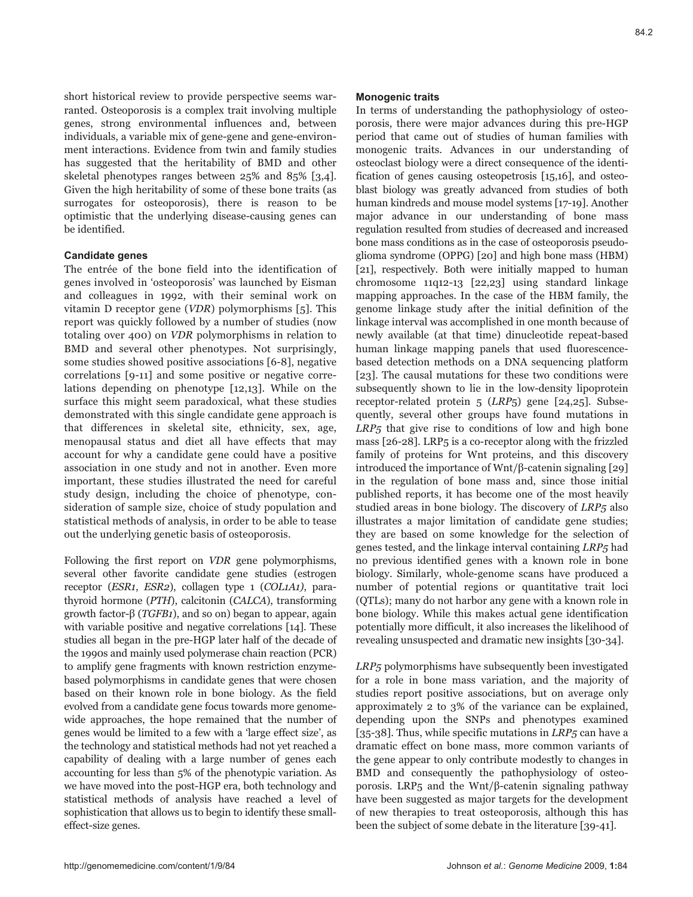short historical review to provide perspective seems warranted. Osteoporosis is a complex trait involving multiple genes, strong environmental influences and, between individuals, a variable mix of gene-gene and gene-environment interactions. Evidence from twin and family studies has suggested that the heritability of BMD and other skeletal phenotypes ranges between 25% and 85% [3,4]. Given the high heritability of some of these bone traits (as surrogates for osteoporosis), there is reason to be optimistic that the underlying disease-causing genes can be identified.

### Candidate genes

The entrée of the bone field into the identification of genes involved in 'osteoporosis' was launched by Eisman and colleagues in 1992, with their seminal work on vitamin D receptor gene (*VDR*) polymorphisms [5]. This report was quickly followed by a number of studies (now totaling over 400) on *VDR* polymorphisms in relation to BMD and several other phenotypes. Not surprisingly, some studies showed positive associations [6-8], negative correlations [9-11] and some positive or negative correlations depending on phenotype [12,13]. While on the surface this might seem paradoxical, what these studies demonstrated with this single candidate gene approach is that differences in skeletal site, ethnicity, sex, age, menopausal status and diet all have effects that may account for why a candidate gene could have a positive association in one study and not in another. Even more important, these studies illustrated the need for careful study design, including the choice of phenotype, consideration of sample size, choice of study population and statistical methods of analysis, in order to be able to tease out the underlying genetic basis of osteoporosis.

Following the first report on *VDR* gene polymorphisms, several other favorite candidate gene studies (estrogen receptor (*ESR1*, *ESR2*), collagen type 1 (*COL1A1*), parathyroid hormone (*PTH*), calcitonin (*CALCA*), transforming growth factor-β (*TGFB1*), and so on) began to appear, again with variable positive and negative correlations [14]. These studies all began in the pre-HGP later half of the decade of the 1990s and mainly used polymerase chain reaction (PCR) to amplify gene fragments with known restriction enzyme-based polymorphisms in candidate genes that were chosen based on their known role in bone biology. As the field evolved from a candidate gene focus towards more genome-wide approaches, the hope remained that the number of genes would be limited to a few with a 'large effect size', as the technology and statistical methods had not yet reached a capability of dealing with a large number of genes each accounting for less than 5% of the phenotypic variation. As we have moved into the post-HGP era, both technology and statistical methods of analysis have reached a level of sophistication that allows us to begin to identify these small-effect-size genes.

### Monogenic traits

In terms of understanding the pathophysiology of osteoporosis, there were major advances during this pre-HGP period that came out of studies of human families with monogenic traits. Advances in our understanding of osteoclast biology were a direct consequence of the identification of genes causing osteopetrosis [15,16], and osteoblast biology was greatly advanced from studies of both human kindreds and mouse model systems [17-19]. Another major advance in our understanding of bone mass regulation resulted from studies of decreased and increased bone mass conditions as in the case of osteoporosis pseudoglioma syndrome (OPPG) [20] and high bone mass (HBM) [21], respectively. Both were initially mapped to human chromosome 11q12-13 [22,23] using standard linkage mapping approaches. In the case of the HBM family, the genome linkage study after the initial definition of the linkage interval was accomplished in one month because of newly available (at that time) dinucleotide repeat-based human linkage mapping panels that used fluorescence-based detection methods on a DNA sequencing platform [23]. The causal mutations for these two conditions were subsequently shown to lie in the low-density lipoprotein receptor-related protein 5 (*LRP5*) gene [24,25]. Subsequently, several other groups have found mutations in *LRP5* that give rise to conditions of low and high bone mass [26-28]. LRP5 is a co-receptor along with the frizzled family of proteins for Wnt proteins, and this discovery introduced the importance of Wnt/β-catenin signaling [29] in the regulation of bone mass and, since those initial published reports, it has become one of the most heavily studied areas in bone biology. The discovery of *LRP5* also illustrates a major limitation of candidate gene studies; they are based on some knowledge for the selection of genes tested, and the linkage interval containing *LRP5* had no previous identified genes with a known role in bone biology. Similarly, whole-genome scans have produced a number of potential regions or quantitative trait loci (QTLs); many do not harbor any gene with a known role in bone biology. While this makes actual gene identification potentially more difficult, it also increases the likelihood of revealing unsuspected and dramatic new insights [30-34].

*LRP5* polymorphisms have subsequently been investigated for a role in bone mass variation, and the majority of studies report positive associations, but on average only approximately 2 to 3% of the variance can be explained, depending upon the SNPs and phenotypes examined [35-38]. Thus, while specific mutations in *LRP5* can have a dramatic effect on bone mass, more common variants of the gene appear to only contribute modestly to changes in BMD and consequently the pathophysiology of osteoporosis. LRP5 and the Wnt/β-catenin signaling pathway have been suggested as major targets for the development of new therapies to treat osteoporosis, although this has been the subject of some debate in the literature [39-41].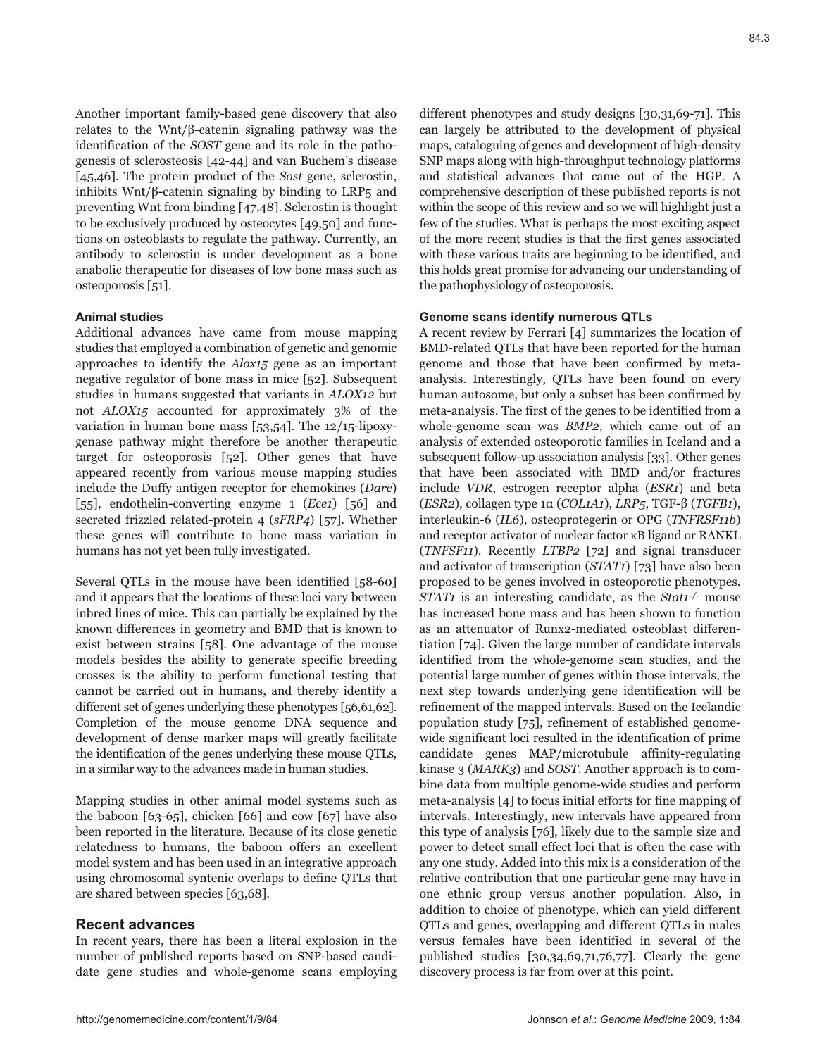Another important family-based gene discovery that also relates to the Wnt/β-catenin signaling pathway was the identification of the *SOST* gene and its role in the pathogenesis of sclerosteosis [42-44] and van Buchem's disease [45,46]. The protein product of the *Sost* gene, sclerostin, inhibits Wnt/β-catenin signaling by binding to LRP5 and preventing Wnt from binding [47,48]. Sclerostin is thought to be exclusively produced by osteocytes [49,50] and functions on osteoblasts to regulate the pathway. Currently, an antibody to sclerostin is under development as a bone anabolic therapeutic for diseases of low bone mass such as osteoporosis [51].

#### Animal studies

Additional advances have came from mouse mapping studies that employed a combination of genetic and genomic approaches to identify the *Alox15* gene as an important negative regulator of bone mass in mice [52]. Subsequent studies in humans suggested that variants in *ALOX12* but not *ALOX15* accounted for approximately 3% of the variation in human bone mass [53,54]. The 12/15-lipoxygenase pathway might therefore be another therapeutic target for osteoporosis [52]. Other genes that have appeared recently from various mouse mapping studies include the Duffy antigen receptor for chemokines (*Darc*) [55], endothelin-converting enzyme 1 (*Ece1*) [56] and secreted frizzled related-protein 4 (*sFRP4*) [57]. Whether these genes will contribute to bone mass variation in humans has not yet been fully investigated.

Several QTLs in the mouse have been identified [58-60] and it appears that the locations of these loci vary between inbred lines of mice. This can partially be explained by the known differences in geometry and BMD that is known to exist between strains [58]. One advantage of the mouse models besides the ability to generate specific breeding crosses is the ability to perform functional testing that cannot be carried out in humans, and thereby identify a different set of genes underlying these phenotypes [56,61,62]. Completion of the mouse genome DNA sequence and development of dense marker maps will greatly facilitate the identification of the genes underlying these mouse QTLs, in a similar way to the advances made in human studies.

Mapping studies in other animal model systems such as the baboon [63-65], chicken [66] and cow [67] have also been reported in the literature. Because of its close genetic relatedness to humans, the baboon offers an excellent model system and has been used in an integrative approach using chromosomal syntenic overlaps to define QTLs that are shared between species [63,68].

## Recent advances

In recent years, there has been a literal explosion in the number of published reports based on SNP-based candidate gene studies and whole-genome scans employing different phenotypes and study designs [30,31,69-71]. This can largely be attributed to the development of physical maps, cataloguing of genes and development of high-density SNP maps along with high-throughput technology platforms and statistical advances that came out of the HGP. A comprehensive description of these published reports is not within the scope of this review and so we will highlight just a few of the studies. What is perhaps the most exciting aspect of the more recent studies is that the first genes associated with these various traits are beginning to be identified, and this holds great promise for advancing our understanding of the pathophysiology of osteoporosis.

#### Genome scans identify numerous QTLs

A recent review by Ferrari [4] summarizes the location of BMD-related QTLs that have been reported for the human genome and those that have been confirmed by meta-analysis. Interestingly, QTLs have been found on every human autosome, but only a subset has been confirmed by meta-analysis. The first of the genes to be identified from a whole-genome scan was *BMP2*, which came out of an analysis of extended osteoporotic families in Iceland and a subsequent follow-up association analysis [33]. Other genes that have been associated with BMD and/or fractures include *VDR*, estrogen receptor alpha (*ESR1*) and beta (*ESR2*), collagen type 1α (*COL1A1*), *LRP5*, TGF-β (*TGFB1*), interleukin-6 (*IL6*), osteoprotegerin or OPG (*TNFRSF11b*) and receptor activator of nuclear factor κB ligand or RANKL (*TNFSF11*). Recently *LTBP2* [72] and signal transducer and activator of transcription (*STAT1*) [73] have also been proposed to be genes involved in osteoporotic phenotypes. *STAT1* is an interesting candidate, as the *Stat1*$^{-/-}$ mouse has increased bone mass and has been shown to function as an attenuator of Runx2-mediated osteoblast differentiation [74]. Given the large number of candidate intervals identified from the whole-genome scan studies, and the potential large number of genes within those intervals, the next step towards underlying gene identification will be refinement of the mapped intervals. Based on the Icelandic population study [75], refinement of established genome-wide significant loci resulted in the identification of prime candidate genes MAP/microtubule affinity-regulating kinase 3 (*MARK3*) and *SOST*. Another approach is to combine data from multiple genome-wide studies and perform meta-analysis [4] to focus initial efforts for fine mapping of intervals. Interestingly, new intervals have appeared from this type of analysis [76], likely due to the sample size and power to detect small effect loci that is often the case with any one study. Added into this mix is a consideration of the relative contribution that one particular gene may have in one ethnic group versus another population. Also, in addition to choice of phenotype, which can yield different QTLs and genes, overlapping and different QTLs in males versus females have been identified in several of the published studies [30,34,69,71,76,77]. Clearly the gene discovery process is far from over at this point.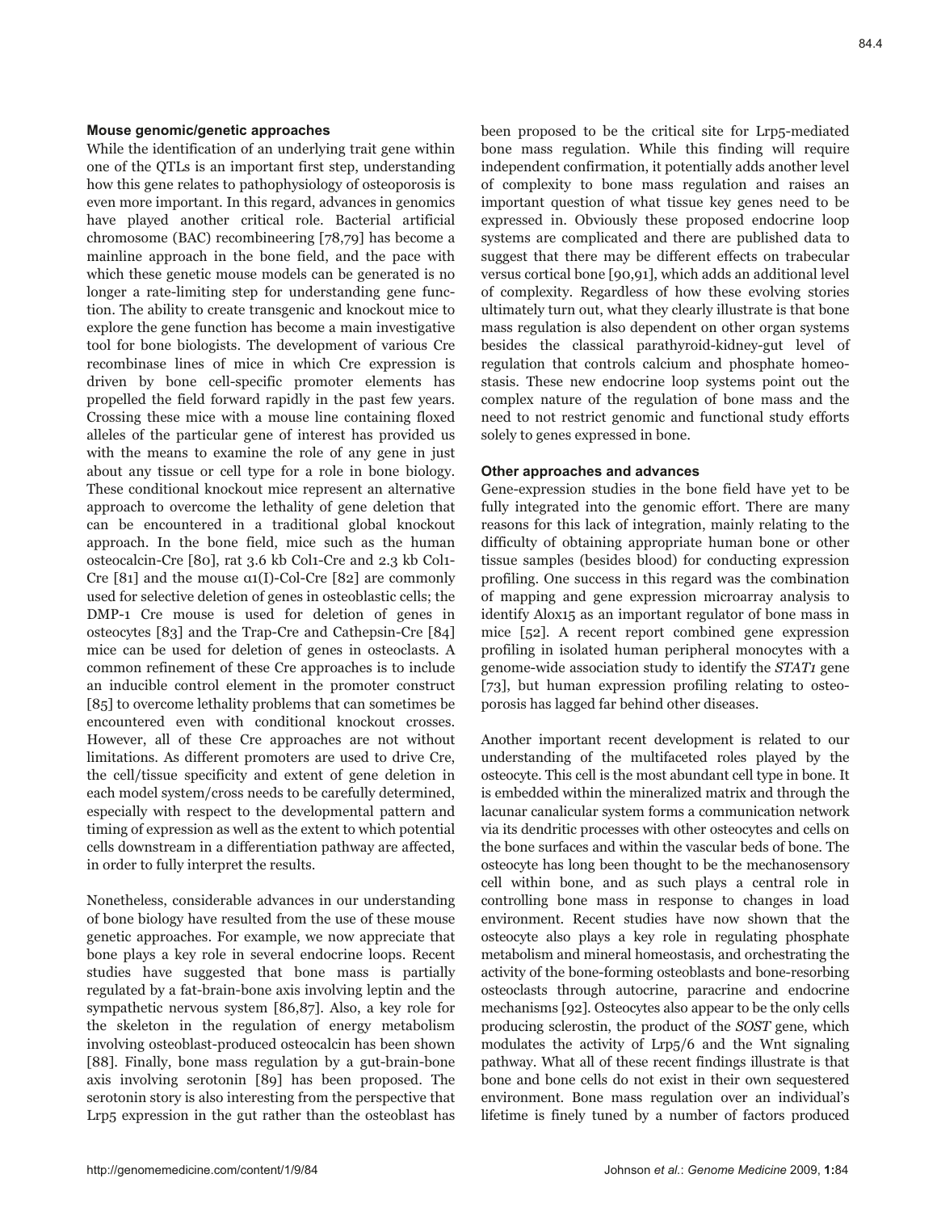### Mouse genomic/genetic approaches

While the identification of an underlying trait gene within one of the QTLs is an important first step, understanding how this gene relates to pathophysiology of osteoporosis is even more important. In this regard, advances in genomics have played another critical role. Bacterial artificial chromosome (BAC) recombineering [78,79] has become a mainline approach in the bone field, and the pace with which these genetic mouse models can be generated is no longer a rate-limiting step for understanding gene function. The ability to create transgenic and knockout mice to explore the gene function has become a main investigative tool for bone biologists. The development of various Cre recombinase lines of mice in which Cre expression is driven by bone cell-specific promoter elements has propelled the field forward rapidly in the past few years. Crossing these mice with a mouse line containing floxed alleles of the particular gene of interest has provided us with the means to examine the role of any gene in just about any tissue or cell type for a role in bone biology. These conditional knockout mice represent an alternative approach to overcome the lethality of gene deletion that can be encountered in a traditional global knockout approach. In the bone field, mice such as the human osteocalcin-Cre [80], rat 3.6 kb Col1-Cre and 2.3 kb Col1-Cre [81] and the mouse α1(I)-Col-Cre [82] are commonly used for selective deletion of genes in osteoblastic cells; the DMP-1 Cre mouse is used for deletion of genes in osteocytes [83] and the Trap-Cre and Cathepsin-Cre [84] mice can be used for deletion of genes in osteoclasts. A common refinement of these Cre approaches is to include an inducible control element in the promoter construct [85] to overcome lethality problems that can sometimes be encountered even with conditional knockout crosses. However, all of these Cre approaches are not without limitations. As different promoters are used to drive Cre, the cell/tissue specificity and extent of gene deletion in each model system/cross needs to be carefully determined, especially with respect to the developmental pattern and timing of expression as well as the extent to which potential cells downstream in a differentiation pathway are affected, in order to fully interpret the results.

Nonetheless, considerable advances in our understanding of bone biology have resulted from the use of these mouse genetic approaches. For example, we now appreciate that bone plays a key role in several endocrine loops. Recent studies have suggested that bone mass is partially regulated by a fat-brain-bone axis involving leptin and the sympathetic nervous system [86,87]. Also, a key role for the skeleton in the regulation of energy metabolism involving osteoblast-produced osteocalcin has been shown [88]. Finally, bone mass regulation by a gut-brain-bone axis involving serotonin [89] has been proposed. The serotonin story is also interesting from the perspective that Lrp5 expression in the gut rather than the osteoblast has been proposed to be the critical site for Lrp5-mediated bone mass regulation. While this finding will require independent confirmation, it potentially adds another level of complexity to bone mass regulation and raises an important question of what tissue key genes need to be expressed in. Obviously these proposed endocrine loop systems are complicated and there are published data to suggest that there may be different effects on trabecular versus cortical bone [90,91], which adds an additional level of complexity. Regardless of how these evolving stories ultimately turn out, what they clearly illustrate is that bone mass regulation is also dependent on other organ systems besides the classical parathyroid-kidney-gut level of regulation that controls calcium and phosphate homeostasis. These new endocrine loop systems point out the complex nature of the regulation of bone mass and the need to not restrict genomic and functional study efforts solely to genes expressed in bone.

### Other approaches and advances

Gene-expression studies in the bone field have yet to be fully integrated into the genomic effort. There are many reasons for this lack of integration, mainly relating to the difficulty of obtaining appropriate human bone or other tissue samples (besides blood) for conducting expression profiling. One success in this regard was the combination of mapping and gene expression microarray analysis to identify Alox15 as an important regulator of bone mass in mice [52]. A recent report combined gene expression profiling in isolated human peripheral monocytes with a genome-wide association study to identify the *STAT1* gene [73], but human expression profiling relating to osteoporosis has lagged far behind other diseases.

Another important recent development is related to our understanding of the multifaceted roles played by the osteocyte. This cell is the most abundant cell type in bone. It is embedded within the mineralized matrix and through the lacunar canalicular system forms a communication network via its dendritic processes with other osteocytes and cells on the bone surfaces and within the vascular beds of bone. The osteocyte has long been thought to be the mechanosensory cell within bone, and as such plays a central role in controlling bone mass in response to changes in load environment. Recent studies have now shown that the osteocyte also plays a key role in regulating phosphate metabolism and mineral homeostasis, and orchestrating the activity of the bone-forming osteoblasts and bone-resorbing osteoclasts through autocrine, paracrine and endocrine mechanisms [92]. Osteocytes also appear to be the only cells producing sclerostin, the product of the *SOST* gene, which modulates the activity of Lrp5/6 and the Wnt signaling pathway. What all of these recent findings illustrate is that bone and bone cells do not exist in their own sequestered environment. Bone mass regulation over an individual's lifetime is finely tuned by a number of factors produced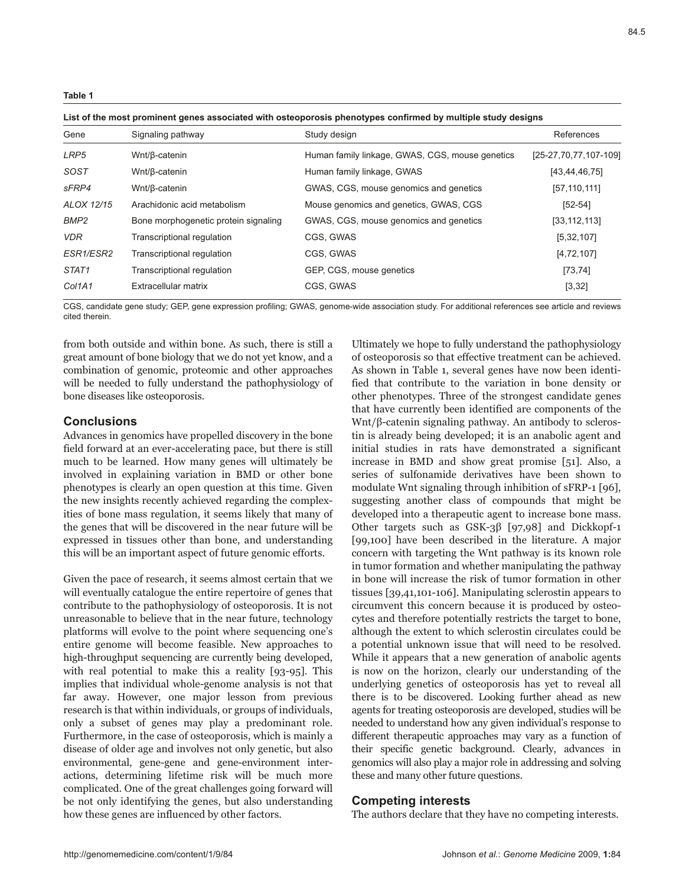**Table 1**

**List of the most prominent genes associated with osteoporosis phenotypes confirmed by multiple study designs**

| Gene | Signaling pathway | Study design | References |
|---|---|---|---|
| *LRP5* | Wnt/β-catenin | Human family linkage, GWAS, CGS, mouse genetics | [25-27,70,77,107-109] |
| *SOST* | Wnt/β-catenin | Human family linkage, GWAS | [43,44,46,75] |
| *sFRP4* | Wnt/β-catenin | GWAS, CGS, mouse genomics and genetics | [57,110,111] |
| *ALOX 12/15* | Arachidonic acid metabolism | Mouse genomics and genetics, GWAS, CGS | [52-54] |
| *BMP2* | Bone morphogenetic protein signaling | GWAS, CGS, mouse genomics and genetics | [33,112,113] |
| *VDR* | Transcriptional regulation | CGS, GWAS | [5,32,107] |
| *ESR1/ESR2* | Transcriptional regulation | CGS, GWAS | [4,72,107] |
| *STAT1* | Transcriptional regulation | GEP, CGS, mouse genetics | [73,74] |
| *Col1A1* | Extracellular matrix | CGS, GWAS | [3,32] |

CGS, candidate gene study; GEP, gene expression profiling; GWAS, genome-wide association study. For additional references see article and reviews cited therein.

from both outside and within bone. As such, there is still a great amount of bone biology that we do not yet know, and a combination of genomic, proteomic and other approaches will be needed to fully understand the pathophysiology of bone diseases like osteoporosis.

## Conclusions

Advances in genomics have propelled discovery in the bone field forward at an ever-accelerating pace, but there is still much to be learned. How many genes will ultimately be involved in explaining variation in BMD or other bone phenotypes is clearly an open question at this time. Given the new insights recently achieved regarding the complexities of bone mass regulation, it seems likely that many of the genes that will be discovered in the near future will be expressed in tissues other than bone, and understanding this will be an important aspect of future genomic efforts.

Given the pace of research, it seems almost certain that we will eventually catalogue the entire repertoire of genes that contribute to the pathophysiology of osteoporosis. It is not unreasonable to believe that in the near future, technology platforms will evolve to the point where sequencing one's entire genome will become feasible. New approaches to high-throughput sequencing are currently being developed, with real potential to make this a reality [93-95]. This implies that individual whole-genome analysis is not that far away. However, one major lesson from previous research is that within individuals, or groups of individuals, only a subset of genes may play a predominant role. Furthermore, in the case of osteoporosis, which is mainly a disease of older age and involves not only genetic, but also environmental, gene-gene and gene-environment interactions, determining lifetime risk will be much more complicated. One of the great challenges going forward will be not only identifying the genes, but also understanding how these genes are influenced by other factors.

Ultimately we hope to fully understand the pathophysiology of osteoporosis so that effective treatment can be achieved. As shown in Table 1, several genes have now been identified that contribute to the variation in bone density or other phenotypes. Three of the strongest candidate genes that have currently been identified are components of the Wnt/β-catenin signaling pathway. An antibody to sclerostin is already being developed; it is an anabolic agent and initial studies in rats have demonstrated a significant increase in BMD and show great promise [51]. Also, a series of sulfonamide derivatives have been shown to modulate Wnt signaling through inhibition of sFRP-1 [96], suggesting another class of compounds that might be developed into a therapeutic agent to increase bone mass. Other targets such as GSK-3β [97,98] and Dickkopf-1 [99,100] have been described in the literature. A major concern with targeting the Wnt pathway is its known role in tumor formation and whether manipulating the pathway in bone will increase the risk of tumor formation in other tissues [39,41,101-106]. Manipulating sclerostin appears to circumvent this concern because it is produced by osteocytes and therefore potentially restricts the target to bone, although the extent to which sclerostin circulates could be a potential unknown issue that will need to be resolved. While it appears that a new generation of anabolic agents is now on the horizon, clearly our understanding of the underlying genetics of osteoporosis has yet to reveal all there is to be discovered. Looking further ahead as new agents for treating osteoporosis are developed, studies will be needed to understand how any given individual's response to different therapeutic approaches may vary as a function of their specific genetic background. Clearly, advances in genomics will also play a major role in addressing and solving these and many other future questions.

## Competing interests

The authors declare that they have no competing interests.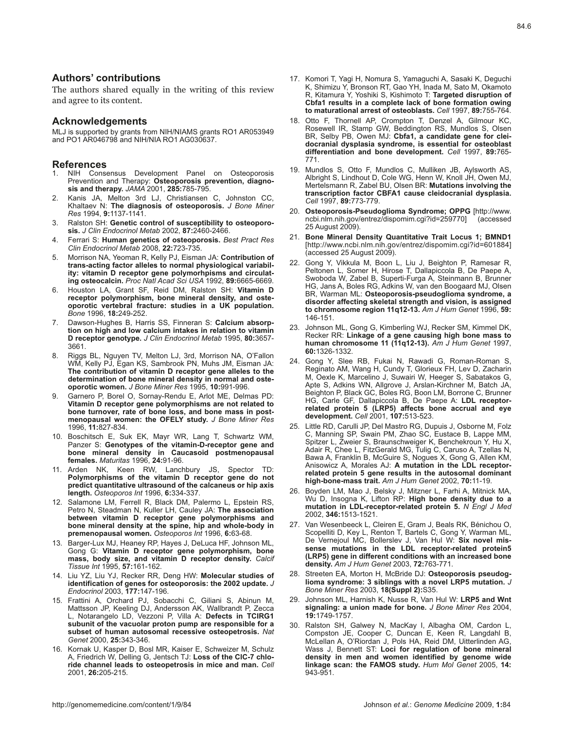## Authors' contributions

The authors shared equally in the writing of this review and agree to its content.

## Acknowledgements

MLJ is supported by grants from NIH/NIAMS grants RO1 AR053949 and PO1 AR046798 and NIH/NIA RO1 AG030637.

## References

1. NIH Consensus Development Panel on Osteoporosis Prevention and Therapy: **Osteoporosis prevention, diagnosis and therapy.** *JAMA* 2001, **285:**785-795.
2. Kanis JA, Melton 3rd LJ, Christiansen C, Johnston CC, Khaltaev N: **The diagnosis of osteoporosis.** *J Bone Miner Res* 1994, **9:**1137-1141.
3. Ralston SH: **Genetic control of susceptibility to osteoporosis.** *J Clin Endocrinol Metab* 2002, **87:**2460-2466.
4. Ferrari S: **Human genetics of osteoporosis.** *Best Pract Res Clin Endocrinol Metab* 2008, **22:**723-735.
5. Morrison NA, Yeoman R, Kelly PJ, Eisman JA: **Contribution of trans-acting factor alleles to normal physiological variability: vitamin D receptor gene polymorhpisms and circulating osteocalcin.** *Proc Natl Acad Sci USA* 1992, **89:**6665-6669.
6. Houston LA, Grant SF, Reid DM, Ralston SH: **Vitamin D receptor polymorphism, bone mineral density, and osteoporotic vertebral fracture: studies in a UK population.** *Bone* 1996, **18:**249-252.
7. Dawson-Hughes B, Harris SS, Finneran S: **Calcium absorption on high and low calcium intakes in relation to vitamin D receptor genotype.** *J Clin Endocrinol Metab* 1995, **80:**3657-3661.
8. Riggs BL, Nguyen TV, Melton LJ, 3rd, Morrison NA, O'Fallon WM, Kelly PJ, Egan KS, Sambrook PN, Muhs JM, Eisman JA: **The contribution of vitamin D receptor gene alleles to the determination of bone mineral density in normal and osteoporotic women.** *J Bone Miner Res* 1995, **10:**991-996.
9. Garnero P, Borel O, Sornay-Rendu E, Arlot ME, Delmas PD: **Vitamin D receptor gene polymorphisms are not related to bone turnover, rate of bone loss, and bone mass in postmenopausal women: the OFELY study.** *J Bone Miner Res* 1996, **11:**827-834.
10. Boschitsch E, Suk EK, Mayr WR, Lang T, Schwartz WM, Panzer S: **Genotypes of the vitamin-D-receptor gene and bone mineral density in Caucasoid postmenopausal females.** *Maturitas* 1996, **24:**91-96.
11. Arden NK, Keen RW, Lanchbury JS, Spector TD: **Polymorphisms of the vitamin D receptor gene do not predict quantitative ultrasound of the calcaneus or hip axis length.** *Osteoporos Int* 1996, **6:**334-337.
12. Salamone LM, Ferrell R, Black DM, Palermo L, Epstein RS, Petro N, Steadman N, Kuller LH, Cauley JA: **The association between vitamin D receptor gene polymorphisms and bone mineral density at the spine, hip and whole-body in premenopausal women.** *Osteoporos Int* 1996, **6:**63-68.
13. Barger-Lux MJ, Heaney RP, Hayes J, DeLuca HF, Johnson ML, Gong G: **Vitamin D receptor gene polymorphism, bone mass, body size, and vitamin D receptor density.** *Calcif Tissue Int* 1995, **57:**161-162.
14. Liu YZ, Liu YJ, Recker RR, Deng HW: **Molecular studies of identification of genes for osteoporosis: the 2002 update.** *J Endocrinol* 2003, **177:**147-196.
15. Frattini A, Orchard PJ, Sobacchi C, Giliani S, Abinun M, Mattsson JP, Keeling DJ, Andersson AK, Wallbrandt P, Zecca L, Notarangelo LD, Vezzoni P, Villa A: **Defects in TCIRG1 subunit of the vacuolar proton pump are responsible for a subset of human autosomal recessive osteopetrosis.** *Nat Genet* 2000, **25:**343-346.
16. Kornak U, Kasper D, Bosl MR, Kaiser E, Schweizer M, Schulz A, Friedrich W, Delling G, Jentsch TJ: **Loss of the ClC-7 chloride channel leads to osteopetrosis in mice and man.** *Cell* 2001, **26:**205-215.
17. Komori T, Yagi H, Nomura S, Yamaguchi A, Sasaki K, Deguchi K, Shimizu Y, Bronson RT, Gao YH, Inada M, Sato M, Okamoto R, Kitamura Y, Yoshiki S, Kishimoto T: **Targeted disruption of Cbfa1 results in a complete lack of bone formation owing to maturational arrest of osteoblasts.** *Cell* 1997, **89:**755-764.
18. Otto F, Thornell AP, Crompton T, Denzel A, Gilmour KC, Rosewell IR, Stamp GW, Beddington RS, Mundlos S, Olsen BR, Selby PB, Owen MJ: **Cbfa1, a candidate gene for cleidocranial dysplasia syndrome, is essential for osteoblast differentiation and bone development.** *Cell* 1997, **89:**765-771.
19. Mundlos S, Otto F, Mundlos C, Mulliken JB, Aylsworth AS, Albright S, Lindhout D, Cole WG, Henn W, Knoll JH, Owen MJ, Mertelsmann R, Zabel BU, Olsen BR: **Mutations involving the transcription factor CBFA1 cause cleidocranial dysplasia.** *Cell* 1997, **89:**773-779.
20. **Osteoporosis-Pseudoglioma Syndrome; OPPG** [http://www.ncbi.nlm.nih.gov/entrez/dispomim.cgi?id=259770] (accessed 25 August 2009).
21. **Bone Mineral Density Quantitative Trait Locus 1; BMND1** [http://www.ncbi.nlm.nih.gov/entrez/dispomim.cgi?id=601884] (accessed 25 August 2009).
22. Gong Y, Vikkula M, Boon L, Liu J, Beighton P, Ramesar R, Peltonen L, Somer H, Hirose T, Dallapiccola B, De Paepe A, Swoboda W, Zabel B, Superti-Furga A, Steinmann B, Brunner HG, Jans A, Boles RG, Adkins W, van den Boogaard MJ, Olsen BR, Warman ML: **Osteoporosis-pseudoglioma syndrome, a disorder affecting skeletal strength and vision, is assigned to chromosome region 11q12-13.** *Am J Hum Genet* 1996, **59:**146-151.
23. Johnson ML, Gong G, Kimberling WJ, Recker SM, Kimmel DK, Recker RR: **Linkage of a gene causing high bone mass to human chromosome 11 (11q12-13).** *Am J Hum Genet* 1997, **60:**1326-1332.
24. Gong Y, Slee RB, Fukai N, Rawadi G, Roman-Roman S, Reginato AM, Wang H, Cundy T, Glorieux FH, Lev D, Zacharin M, Oexle K, Marcelino J, Suwairi W, Heeger S, Sabatakos G, Apte S, Adkins WN, Allgrove J, Arslan-Kirchner M, Batch JA, Beighton P, Black GC, Boles RG, Boon LM, Borrone C, Brunner HG, Carle GF, Dallapiccola B, De Paepe A: **LDL receptor-related protein 5 (LRP5) affects bone accrual and eye development.** *Cell* 2001, **107:**513-523.
25. Little RD, Carulli JP, Del Mastro RG, Dupuis J, Osborne M, Folz C, Manning SP, Swain PM, Zhao SC, Eustace B, Lappe MM, Spitzer L, Zweier S, Braunschweiger K, Benchekroun Y, Hu X, Adair R, Chee L, FitzGerald MG, Tulig C, Caruso A, Tzellas N, Bawa A, Franklin B, McGuire S, Nogues X, Gong G, Allen KM, Anisowicz A, Morales AJ: **A mutation in the LDL receptor-related protein 5 gene results in the autosomal dominant high-bone-mass trait.** *Am J Hum Genet* 2002, **70:**11-19.
26. Boyden LM, Mao J, Belsky J, Mitzner L, Farhi A, Mitnick MA, Wu D, Insogna K, Lifton RP: **High bone density due to a mutation in LDL-receptor-related protein 5.** *N Engl J Med* 2002, **346:**1513-1521.
27. Van Wesenbeeck L, Cleiren E, Gram J, Beals RK, Bénichou O, Scopelliti D, Key L, Renton T, Bartels C, Gong Y, Warman ML, De Vernejoul MC, Bollerslev J, Van Hul W: **Six novel missense mutations in the LDL receptor-related protein5 (LRP5) gene in different conditions with an increased bone density.** *Am J Hum Genet* 2003, **72:**763-771.
28. Streeten EA, Morton H, McBride DJ: **Osteoporosis pseudoglioma syndrome: 3 siblings with a novel LRP5 mutation.** *J Bone Miner Res* 2003, **18(Suppl 2):**S35.
29. Johnson ML, Harnish K, Nusse R, Van Hul W: **LRP5 and Wnt signaling: a union made for bone.** *J Bone Miner Res* 2004, **19:**1749-1757.
30. Ralston SH, Galwey N, MacKay I, Albagha OM, Cardon L, Compston JE, Cooper C, Duncan E, Keen R, Langdahl B, McLellan A, O'Riordan J, Pols HA, Reid DM, Uitterlinden AG, Wass J, Bennett ST: **Loci for regulation of bone mineral density in men and women identified by genome wide linkage scan: the FAMOS study.** *Hum Mol Genet* 2005, **14:**943-951.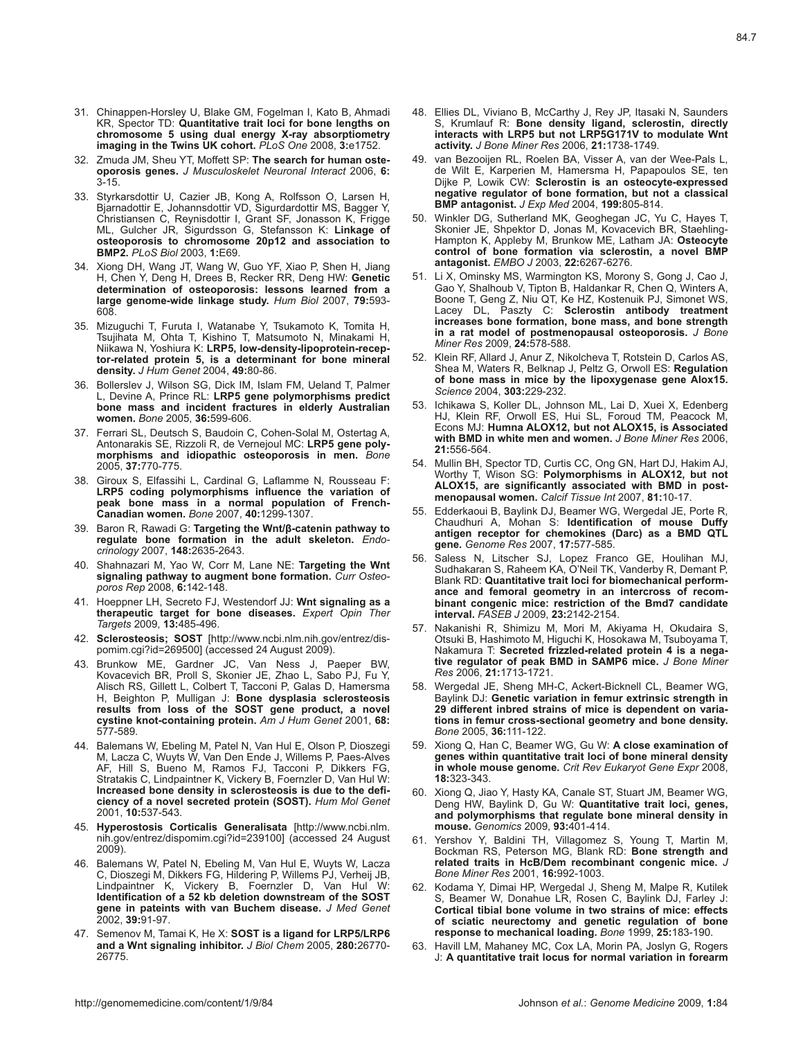31. Chinappen-Horsley U, Blake GM, Fogelman I, Kato B, Ahmadi KR, Spector TD: **Quantitative trait loci for bone lengths on chromosome 5 using dual energy X-ray absorptiometry imaging in the Twins UK cohort.** *PLoS One* 2008, **3:**e1752.
32. Zmuda JM, Sheu YT, Moffett SP: **The search for human osteoporosis genes.** *J Musculoskelet Neuronal Interact* 2006, **6:** 3-15.
33. Styrkarsdottir U, Cazier JB, Kong A, Rolfsson O, Larsen H, Bjarnadottir E, Johannsdottir VD, Sigurdardottir MS, Bagger Y, Christiansen C, Reynisdottir I, Grant SF, Jonasson K, Frigge ML, Gulcher JR, Sigurdsson G, Stefansson K: **Linkage of osteoporosis to chromosome 20p12 and association to BMP2.** *PLoS Biol* 2003, **1:**E69.
34. Xiong DH, Wang JT, Wang W, Guo YF, Xiao P, Shen H, Jiang H, Chen Y, Deng H, Drees B, Recker RR, Deng HW: **Genetic determination of osteoporosis: lessons learned from a large genome-wide linkage study.** *Hum Biol* 2007, **79:**593-608.
35. Mizuguchi T, Furuta I, Watanabe Y, Tsukamoto K, Tomita H, Tsujihata M, Ohta T, Kishino T, Matsumoto N, Minakami H, Niikawa N, Yoshiura K: **LRP5, low-density-lipoprotein-receptor-related protein 5, is a determinant for bone mineral density.** *J Hum Genet* 2004, **49:**80-86.
36. Bollerslev J, Wilson SG, Dick IM, Islam FM, Ueland T, Palmer L, Devine A, Prince RL: **LRP5 gene polymorphisms predict bone mass and incident fractures in elderly Australian women.** *Bone* 2005, **36:**599-606.
37. Ferrari SL, Deutsch S, Baudoin C, Cohen-Solal M, Ostertag A, Antonarakis SE, Rizzoli R, de Vernejoul MC: **LRP5 gene polymorphisms and idiopathic osteoporosis in men.** *Bone* 2005, **37:**770-775.
38. Giroux S, Elfassihi L, Cardinal G, Laflamme N, Rousseau F: **LRP5 coding polymorphisms influence the variation of peak bone mass in a normal population of French-Canadian women.** *Bone* 2007, **40:**1299-1307.
39. Baron R, Rawadi G: **Targeting the Wnt/β-catenin pathway to regulate bone formation in the adult skeleton.** *Endocrinology* 2007, **148:**2635-2643.
40. Shahnazari M, Yao W, Corr M, Lane NE: **Targeting the Wnt signaling pathway to augment bone formation.** *Curr Osteoporos Rep* 2008, **6:**142-148.
41. Hoeppner LH, Secreto FJ, Westendorf JJ: **Wnt signaling as a therapeutic target for bone diseases.** *Expert Opin Ther Targets* 2009, **13:**485-496.
42. **Sclerosteosis; SOST** [http://www.ncbi.nlm.nih.gov/entrez/dispomim.cgi?id=269500] (accessed 24 August 2009).
43. Brunkow ME, Gardner JC, Van Ness J, Paeper BW, Kovacevich BR, Proll S, Skonier JE, Zhao L, Sabo PJ, Fu Y, Alisch RS, Gillett L, Colbert T, Tacconi P, Galas D, Hamersma H, Beighton P, Mulligan J: **Bone dysplasia sclerosteosis results from loss of the SOST gene product, a novel cystine knot-containing protein.** *Am J Hum Genet* 2001, **68:** 577-589.
44. Balemans W, Ebeling M, Patel N, Van Hul E, Olson P, Dioszegi M, Lacza C, Wuyts W, Van Den Ende J, Willems P, Paes-Alves AF, Hill S, Bueno M, Ramos FJ, Tacconi P, Dikkers FG, Stratakis C, Lindpaintner K, Vickery B, Foernzler D, Van Hul W: **Increased bone density in sclerosteosis is due to the deficiency of a novel secreted protein (SOST).** *Hum Mol Genet* 2001, **10:**537-543.
45. **Hyperostosis Corticalis Generalisata** [http://www.ncbi.nlm.nih.gov/entrez/dispomim.cgi?id=239100] (accessed 24 August 2009).
46. Balemans W, Patel N, Ebeling M, Van Hul E, Wuyts W, Lacza C, Dioszegi M, Dikkers FG, Hildering P, Willems PJ, Verheij JB, Lindpaintner K, Vickery B, Foernzler D, Van Hul W: **Identification of a 52 kb deletion downstream of the SOST gene in pateints with van Buchem disease.** *J Med Genet* 2002, **39:**91-97.
47. Semenov M, Tamai K, He X: **SOST is a ligand for LRP5/LRP6 and a Wnt signaling inhibitor.** *J Biol Chem* 2005, **280:**26770-26775.
48. Ellies DL, Viviano B, McCarthy J, Rey JP, Itasaki N, Saunders S, Krumlauf R: **Bone density ligand, sclerostin, directly interacts with LRP5 but not LRP5G171V to modulate Wnt activity.** *J Bone Miner Res* 2006, **21:**1738-1749.
49. van Bezooijen RL, Roelen BA, Visser A, van der Wee-Pals L, de Wilt E, Karperien M, Hamersma H, Papapoulos SE, ten Dijke P, Lowik CW: **Sclerostin is an osteocyte-expressed negative regulator of bone formation, but not a classical BMP antagonist.** *J Exp Med* 2004, **199:**805-814.
50. Winkler DG, Sutherland MK, Geoghegan JC, Yu C, Hayes T, Skonier JE, Shpektor D, Jonas M, Kovacevich BR, Staehling-Hampton K, Appleby M, Brunkow ME, Latham JA: **Osteocyte control of bone formation via sclerostin, a novel BMP antagonist.** *EMBO J* 2003, **22:**6267-6276.
51. Li X, Ominsky MS, Warmington KS, Morony S, Gong J, Cao J, Gao Y, Shalhoub V, Tipton B, Haldankar R, Chen Q, Winters A, Boone T, Geng Z, Niu QT, Ke HZ, Kostenuik PJ, Simonet WS, Lacey DL, Paszty C: **Sclerostin antibody treatment increases bone formation, bone mass, and bone strength in a rat model of postmenopausal osteoporosis.** *J Bone Miner Res* 2009, **24:**578-588.
52. Klein RF, Allard J, Anur Z, Nikolcheva T, Rotstein D, Carlos AS, Shea M, Waters R, Belknap J, Peltz G, Orwoll ES: **Regulation of bone mass in mice by the lipoxygenase gene Alox15.** *Science* 2004, **303:**229-232.
53. Ichikawa S, Koller DL, Johnson ML, Lai D, Xuei X, Edenberg HJ, Klein RF, Orwoll ES, Hui SL, Foroud TM, Peacock M, Econs MJ: **Humna ALOX12, but not ALOX15, is Associated with BMD in white men and women.** *J Bone Miner Res* 2006, **21:**556-564.
54. Mullin BH, Spector TD, Curtis CC, Ong GN, Hart DJ, Hakim AJ, Worthy T, Wison SG: **Polymorphisms in ALOX12, but not ALOX15, are significantly associated with BMD in postmenopausal women.** *Calcif Tissue Int* 2007, **81:**10-17.
55. Edderkaoui B, Baylink DJ, Beamer WG, Wergedal JE, Porte R, Chaudhuri A, Mohan S: **Identification of mouse Duffy antigen receptor for chemokines (Darc) as a BMD QTL gene.** *Genome Res* 2007, **17:**577-585.
56. Saless N, Litscher SJ, Lopez Franco GE, Houlihan MJ, Sudhakaran S, Raheem KA, O'Neil TK, Vanderby R, Demant P, Blank RD: **Quantitative trait loci for biomechanical performance and femoral geometry in an intercross of recombinant congenic mice: restriction of the Bmd7 candidate interval.** *FASEB J* 2009, **23:**2142-2154.
57. Nakanishi R, Shimizu M, Mori M, Akiyama H, Okudaira S, Otsuki B, Hashimoto M, Higuchi K, Hosokawa M, Tsuboyama T, Nakamura T: **Secreted frizzled-related protein 4 is a negative regulator of peak BMD in SAMP6 mice.** *J Bone Miner Res* 2006, **21:**1713-1721.
58. Wergedal JE, Sheng MH-C, Ackert-Bicknell CL, Beamer WG, Baylink DJ: **Genetic variation in femur extrinsic strength in 29 different inbred strains of mice is dependent on variations in femur cross-sectional geometry and bone density.** *Bone* 2005, **36:**111-122.
59. Xiong Q, Han C, Beamer WG, Gu W: **A close examination of genes within quantitative trait loci of bone mineral density in whole mouse genome.** *Crit Rev Eukaryot Gene Expr* 2008, **18:**323-343.
60. Xiong Q, Jiao Y, Hasty KA, Canale ST, Stuart JM, Beamer WG, Deng HW, Baylink D, Gu W: **Quantitative trait loci, genes, and polymorphisms that regulate bone mineral density in mouse.** *Genomics* 2009, **93:**401-414.
61. Yershov Y, Baldini TH, Villagomez S, Young T, Martin M, Bockman RS, Peterson MG, Blank RD: **Bone strength and related traits in HcB/Dem recombinant congenic mice.** *J Bone Miner Res* 2001, **16:**992-1003.
62. Kodama Y, Dimai HP, Wergedal J, Sheng M, Malpe R, Kutilek S, Beamer W, Donahue LR, Rosen C, Baylink DJ, Farley J: **Cortical tibial bone volume in two strains of mice: effects of sciatic neurectomy and genetic regulation of bone response to mechanical loading.** *Bone* 1999, **25:**183-190.
63. Havill LM, Mahaney MC, Cox LA, Morin PA, Joslyn G, Rogers J: **A quantitative trait locus for normal variation in forearm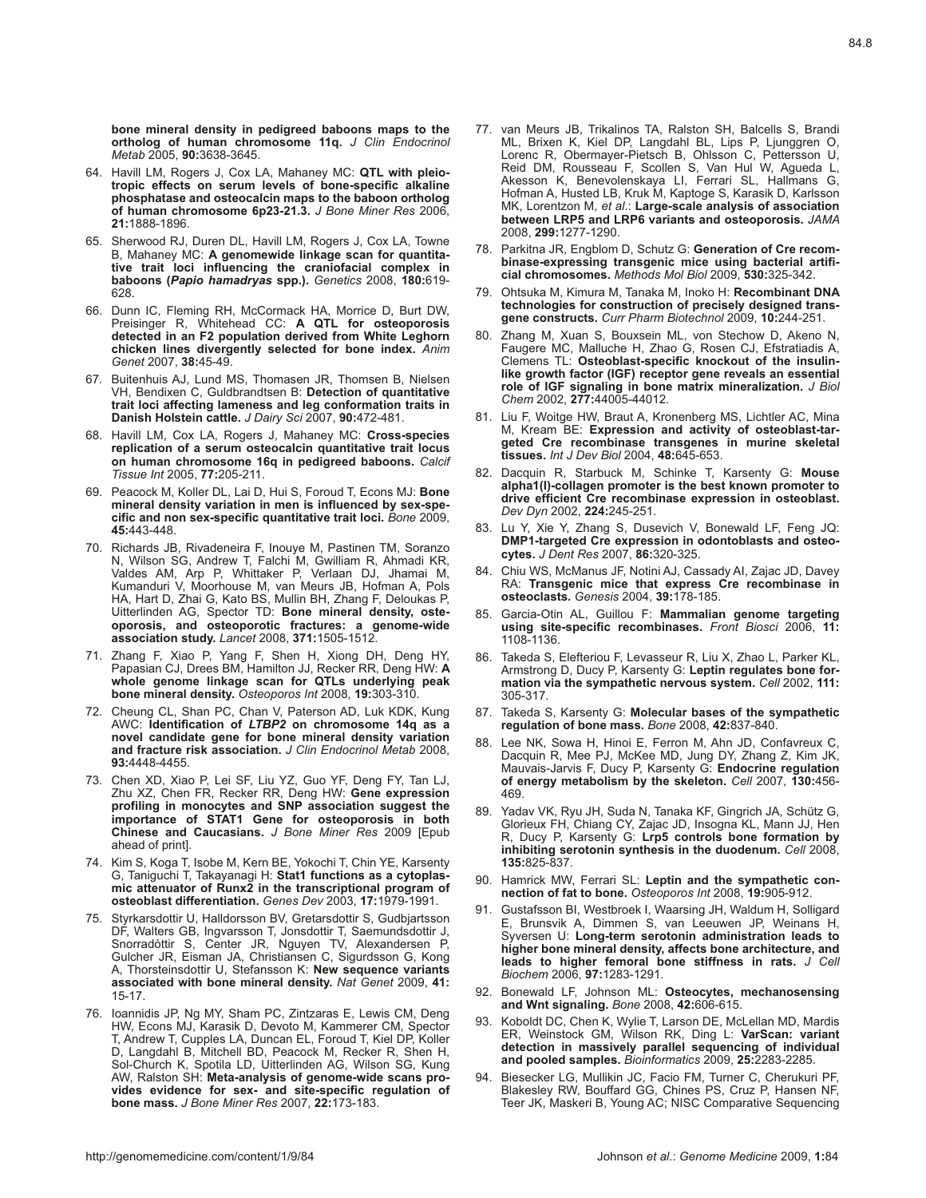**bone mineral density in pedigreed baboons maps to the ortholog of human chromosome 11q.** *J Clin Endocrinol Metab* 2005, **90:**3638-3645.

64. Havill LM, Rogers J, Cox LA, Mahaney MC: **QTL with pleiotropic effects on serum levels of bone-specific alkaline phosphatase and osteocalcin maps to the baboon ortholog of human chromosome 6p23-21.3.** *J Bone Miner Res* 2006, **21:**1888-1896.
65. Sherwood RJ, Duren DL, Havill LM, Rogers J, Cox LA, Towne B, Mahaney MC: **A genomewide linkage scan for quantitative trait loci influencing the craniofacial complex in baboons (*Papio hamadryas* spp.).** *Genetics* 2008, **180:**619-628.
66. Dunn IC, Fleming RH, McCormack HA, Morrice D, Burt DW, Preisinger R, Whitehead CC: **A QTL for osteoporosis detected in an F2 population derived from White Leghorn chicken lines divergently selected for bone index.** *Anim Genet* 2007, **38:**45-49.
67. Buitenhuis AJ, Lund MS, Thomasen JR, Thomsen B, Nielsen VH, Bendixen C, Guldbrandtsen B: **Detection of quantitative trait loci affecting lameness and leg conformation traits in Danish Holstein cattle.** *J Dairy Sci* 2007, **90:**472-481.
68. Havill LM, Cox LA, Rogers J, Mahaney MC: **Cross-species replication of a serum osteocalcin quantitative trait locus on human chromosome 16q in pedigreed baboons.** *Calcif Tissue Int* 2005, **77:**205-211.
69. Peacock M, Koller DL, Lai D, Hui S, Foroud T, Econs MJ: **Bone mineral density variation in men is influenced by sex-specific and non sex-specific quantitative trait loci.** *Bone* 2009, **45:**443-448.
70. Richards JB, Rivadeneira F, Inouye M, Pastinen TM, Soranzo N, Wilson SG, Andrew T, Falchi M, Gwilliam R, Ahmadi KR, Valdes AM, Arp P, Whittaker P, Verlaan DJ, Jhamai M, Kumanduri V, Moorhouse M, van Meurs JB, Hofman A, Pols HA, Hart D, Zhai G, Kato BS, Mullin BH, Zhang F, Deloukas P, Uitterlinden AG, Spector TD: **Bone mineral density, osteoporosis, and osteoporotic fractures: a genome-wide association study.** *Lancet* 2008, **371:**1505-1512.
71. Zhang F, Xiao P, Yang F, Shen H, Xiong DH, Deng HY, Papasian CJ, Drees BM, Hamilton JJ, Recker RR, Deng HW: **A whole genome linkage scan for QTLs underlying peak bone mineral density.** *Osteoporos Int* 2008, **19:**303-310.
72. Cheung CL, Shan PC, Chan V, Paterson AD, Luk KDK, Kung AWC: **Identification of *LTBP2* on chromosome 14q as a novel candidate gene for bone mineral density variation and fracture risk association.** *J Clin Endocrinol Metab* 2008, **93:**4448-4455.
73. Chen XD, Xiao P, Lei SF, Liu YZ, Guo YF, Deng FY, Tan LJ, Zhu XZ, Chen FR, Recker RR, Deng HW: **Gene expression profiling in monocytes and SNP association suggest the importance of STAT1 Gene for osteoporosis in both Chinese and Caucasians.** *J Bone Miner Res* 2009 [Epub ahead of print].
74. Kim S, Koga T, Isobe M, Kern BE, Yokochi T, Chin YE, Karsenty G, Taniguchi T, Takayanagi H: **Stat1 functions as a cytoplasmic attenuator of Runx2 in the transcriptional program of osteoblast differentiation.** *Genes Dev* 2003, **17:**1979-1991.
75. Styrkarsdottir U, Halldorsson BV, Gretarsdottir S, Gudbjartsson DF, Walters GB, Ingvarsson T, Jonsdottir T, Saemundsdottir J, Snorradóttir S, Center JR, Nguyen TV, Alexandersen P, Gulcher JR, Eisman JA, Christiansen C, Sigurdsson G, Kong A, Thorsteinsdottir U, Stefansson K: **New sequence variants associated with bone mineral density.** *Nat Genet* 2009, **41:**15-17.
76. Ioannidis JP, Ng MY, Sham PC, Zintzaras E, Lewis CM, Deng HW, Econs MJ, Karasik D, Devoto M, Kammerer CM, Spector T, Andrew T, Cupples LA, Duncan EL, Foroud T, Kiel DP, Koller D, Langdahl B, Mitchell BD, Peacock M, Recker R, Shen H, Sol-Church K, Spotila LD, Uitterlinden AG, Wilson SG, Kung AW, Ralston SH: **Meta-analysis of genome-wide scans provides evidence for sex- and site-specific regulation of bone mass.** *J Bone Miner Res* 2007, **22:**173-183.
77. van Meurs JB, Trikalinos TA, Ralston SH, Balcells S, Brandi ML, Brixen K, Kiel DP, Langdahl BL, Lips P, Ljunggren O, Lorenc R, Obermayer-Pietsch B, Ohlsson C, Pettersson U, Reid DM, Rousseau F, Scollen S, Van Hul W, Agueda L, Akesson K, Benevolenskaya LI, Ferrari SL, Hallmans G, Hofman A, Husted LB, Kruk M, Kaptoge S, Karasik D, Karlsson MK, Lorentzon M, *et al*.: **Large-scale analysis of association between LRP5 and LRP6 variants and osteoporosis.** *JAMA* 2008, **299:**1277-1290.
78. Parkitna JR, Engblom D, Schutz G: **Generation of Cre recombinase-expressing transgenic mice using bacterial artificial chromosomes.** *Methods Mol Biol* 2009, **530:**325-342.
79. Ohtsuka M, Kimura M, Tanaka M, Inoko H: **Recombinant DNA technologies for construction of precisely designed transgene constructs.** *Curr Pharm Biotechnol* 2009, **10:**244-251.
80. Zhang M, Xuan S, Bouxsein ML, von Stechow D, Akeno N, Faugere MC, Malluche H, Zhao G, Rosen CJ, Efstratiadis A, Clemens TL: **Osteoblast-specific knockout of the insulin-like growth factor (IGF) receptor gene reveals an essential role of IGF signaling in bone matrix mineralization.** *J Biol Chem* 2002, **277:**44005-44012.
81. Liu F, Woitge HW, Braut A, Kronenberg MS, Lichtler AC, Mina M, Kream BE: **Expression and activity of osteoblast-targeted Cre recombinase transgenes in murine skeletal tissues.** *Int J Dev Biol* 2004, **48:**645-653.
82. Dacquin R, Starbuck M, Schinke T, Karsenty G: **Mouse alpha1(I)-collagen promoter is the best known promoter to drive efficient Cre recombinase expression in osteoblast.** *Dev Dyn* 2002, **224:**245-251.
83. Lu Y, Xie Y, Zhang S, Dusevich V, Bonewald LF, Feng JQ: **DMP1-targeted Cre expression in odontoblasts and osteocytes.** *J Dent Res* 2007, **86:**320-325.
84. Chiu WS, McManus JF, Notini AJ, Cassady AI, Zajac JD, Davey RA: **Transgenic mice that express Cre recombinase in osteoclasts.** *Genesis* 2004, **39:**178-185.
85. Garcia-Otin AL, Guillou F: **Mammalian genome targeting using site-specific recombinases.** *Front Biosci* 2006, **11:**1108-1136.
86. Takeda S, Elefteriou F, Levasseur R, Liu X, Zhao L, Parker KL, Armstrong D, Ducy P, Karsenty G: **Leptin regulates bone formation via the sympathetic nervous system.** *Cell* 2002, **111:**305-317.
87. Takeda S, Karsenty G: **Molecular bases of the sympathetic regulation of bone mass.** *Bone* 2008, **42:**837-840.
88. Lee NK, Sowa H, Hinoi E, Ferron M, Ahn JD, Confavreux C, Dacquin R, Mee PJ, McKee MD, Jung DY, Zhang Z, Kim JK, Mauvais-Jarvis F, Ducy P, Karsenty G: **Endocrine regulation of energy metabolism by the skeleton.** *Cell* 2007, **130:**456-469.
89. Yadav VK, Ryu JH, Suda N, Tanaka KF, Gingrich JA, Schütz G, Glorieux FH, Chiang CY, Zajac JD, Insogna KL, Mann JJ, Hen R, Ducy P, Karsenty G: **Lrp5 controls bone formation by inhibiting serotonin synthesis in the duodenum.** *Cell* 2008, **135:**825-837.
90. Hamrick MW, Ferrari SL: **Leptin and the sympathetic connection of fat to bone.** *Osteoporos Int* 2008, **19:**905-912.
91. Gustafsson BI, Westbroek I, Waarsing JH, Waldum H, Solligard E, Brunsvik A, Dimmen S, van Leeuwen JP, Weinans H, Syversen U: **Long-term serotonin administration leads to higher bone mineral density, affects bone architecture, and leads to higher femoral bone stiffness in rats.** *J Cell Biochem* 2006, **97:**1283-1291.
92. Bonewald LF, Johnson ML: **Osteocytes, mechanosensing and Wnt signaling.** *Bone* 2008, **42:**606-615.
93. Koboldt DC, Chen K, Wylie T, Larson DE, McLellan MD, Mardis ER, Weinstock GM, Wilson RK, Ding L: **VarScan: variant detection in massively parallel sequencing of individual and pooled samples.** *Bioinformatics* 2009, **25:**2283-2285.
94. Biesecker LG, Mullikin JC, Facio FM, Turner C, Cherukuri PF, Blakesley RW, Bouffard GG, Chines PS, Cruz P, Hansen NF, Teer JK, Maskeri B, Young AC; NISC Comparative Sequencing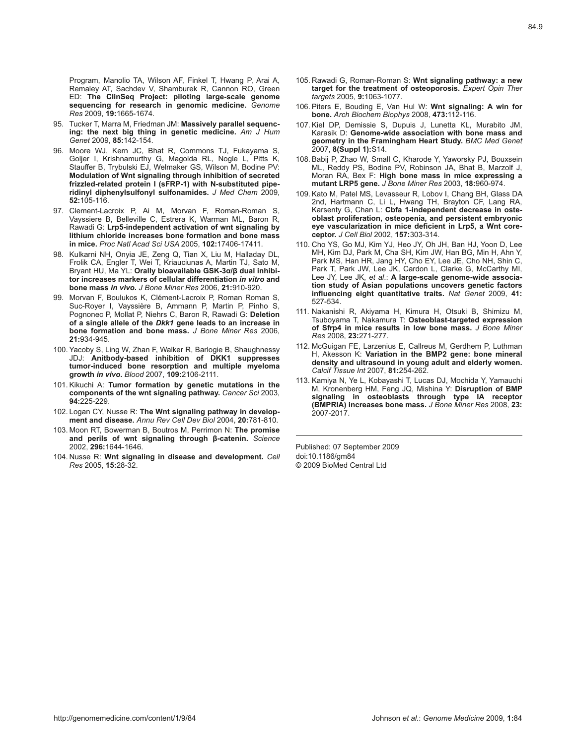Program, Manolio TA, Wilson AF, Finkel T, Hwang P, Arai A, Remaley AT, Sachdev V, Shamburek R, Cannon RO, Green ED: **The ClinSeq Project: piloting large-scale genome sequencing for research in genomic medicine.** *Genome Res* 2009, **19:**1665-1674.

95. Tucker T, Marra M, Friedman JM: **Massively parallel sequencing: the next big thing in genetic medicine.** *Am J Hum Genet* 2009, **85:**142-154.
96. Moore WJ, Kern JC, Bhat R, Commons TJ, Fukayama S, Goljer I, Krishnamurthy G, Magolda RL, Nogle L, Pitts K, Stauffer B, Trybulski EJ, Welmaker GS, Wilson M, Bodine PV: **Modulation of Wnt signaling through inhibition of secreted frizzled-related protein I (sFRP-1) with N-substituted piperidinyl diphenylsulfonyl sulfonamides.** *J Med Chem* 2009, **52:**105-116.
97. Clement-Lacroix P, Ai M, Morvan F, Roman-Roman S, Vayssiere B, Belleville C, Estrera K, Warman ML, Baron R, Rawadi G: **Lrp5-independent activation of wnt signaling by lithium chloride increases bone formation and bone mass in mice.** *Proc Natl Acad Sci USA* 2005, **102:**17406-17411.
98. Kulkarni NH, Onyia JE, Zeng Q, Tian X, Liu M, Halladay DL, Frolik CA, Engler T, Wei T, Kriauciunas A, Martin TJ, Sato M, Bryant HU, Ma YL: **Orally bioavailable GSK-3α/β dual inhibitor increases markers of cellular differentiation *in vitro* and bone mass *in vivo*.** *J Bone Miner Res* 2006, **21:**910-920.
99. Morvan F, Boulukos K, Clément-Lacroix P, Roman Roman S, Suc-Royer I, Vayssière B, Ammann P, Martin P, Pinho S, Pognonec P, Mollat P, Niehrs C, Baron R, Rawadi G: **Deletion of a single allele of the *Dkk1* gene leads to an increase in bone formation and bone mass.** *J Bone Miner Res* 2006, **21:**934-945.
100. Yacoby S, Ling W, Zhan F, Walker R, Barlogie B, Shaughnessy JDJ: **Anitbody-based inhibition of DKK1 suppresses tumor-induced bone resorption and multiple myeloma growth *in vivo*.** *Blood* 2007, **109:**2106-2111.
101. Kikuchi A: **Tumor formation by genetic mutations in the components of the wnt signaling pathway.** *Cancer Sci* 2003, **94:**225-229.
102. Logan CY, Nusse R: **The Wnt signaling pathway in development and disease.** *Annu Rev Cell Dev Biol* 2004, **20:**781-810.
103. Moon RT, Bowerman B, Boutros M, Perrimon N: **The promise and perils of wnt signaling through β-catenin.** *Science* 2002, **296:**1644-1646.
104. Nusse R: **Wnt signaling in disease and development.** *Cell Res* 2005, **15:**28-32.
105. Rawadi G, Roman-Roman S: **Wnt signaling pathway: a new target for the treatment of osteoporosis.** *Expert Opin Ther targets* 2005, **9:**1063-1077.
106. Piters E, Bouding E, Van Hul W: **Wnt signaling: A win for bone.** *Arch Biochem Biophys* 2008, **473:**112-116.
107. Kiel DP, Demissie S, Dupuis J, Lunetta KL, Murabito JM, Karasik D: **Genome-wide association with bone mass and geometry in the Framingham Heart Study.** *BMC Med Genet* 2007, **8(Suppl 1):**S14.
108. Babij P, Zhao W, Small C, Kharode Y, Yaworsky PJ, Bouxsein ML, Reddy PS, Bodine PV, Robinson JA, Bhat B, Marzolf J, Moran RA, Bex F: **High bone mass in mice expressing a mutant LRP5 gene.** *J Bone Miner Res* 2003, **18:**960-974.
109. Kato M, Patel MS, Levasseur R, Lobov I, Chang BH, Glass DA 2nd, Hartmann C, Li L, Hwang TH, Brayton CF, Lang RA, Karsenty G, Chan L: **Cbfa 1-independent decrease in osteoblast proliferation, osteopenia, and persistent embryonic eye vascularization in mice deficient in Lrp5, a Wnt coreceptor.** *J Cell Biol* 2002, **157:**303-314.
110. Cho YS, Go MJ, Kim YJ, Heo JY, Oh JH, Ban HJ, Yoon D, Lee MH, Kim DJ, Park M, Cha SH, Kim JW, Han BG, Min H, Ahn Y, Park MS, Han HR, Jang HY, Cho EY, Lee JE, Cho NH, Shin C, Park T, Park JW, Lee JK, Cardon L, Clarke G, McCarthy MI, Lee JY, Lee JK, *et al*.: **A large-scale genome-wide association study of Asian populations uncovers genetic factors influencing eight quantitative traits.** *Nat Genet* 2009, **41:** 527-534.
111. Nakanishi R, Akiyama H, Kimura H, Otsuki B, Shimizu M, Tsuboyama T, Nakamura T: **Osteoblast-targeted expression of Sfrp4 in mice results in low bone mass.** *J Bone Miner Res* 2008, **23:**271-277.
112. McGuigan FE, Larzenius E, Callreus M, Gerdhem P, Luthman H, Akesson K: **Variation in the BMP2 gene: bone mineral density and ultrasound in young adult and elderly women.** *Calcif Tissue Int* 2007, **81:**254-262.
113. Kamiya N, Ye L, Kobayashi T, Lucas DJ, Mochida Y, Yamauchi M, Kronenberg HM, Feng JQ, Mishina Y: **Disruption of BMP signaling in osteoblasts through type IA receptor (BMPRIA) increases bone mass.** *J Bone Miner Res* 2008, **23:** 2007-2017.

Published: 07 September 2009
doi:10.1186/gm84
© 2009 BioMed Central Ltd